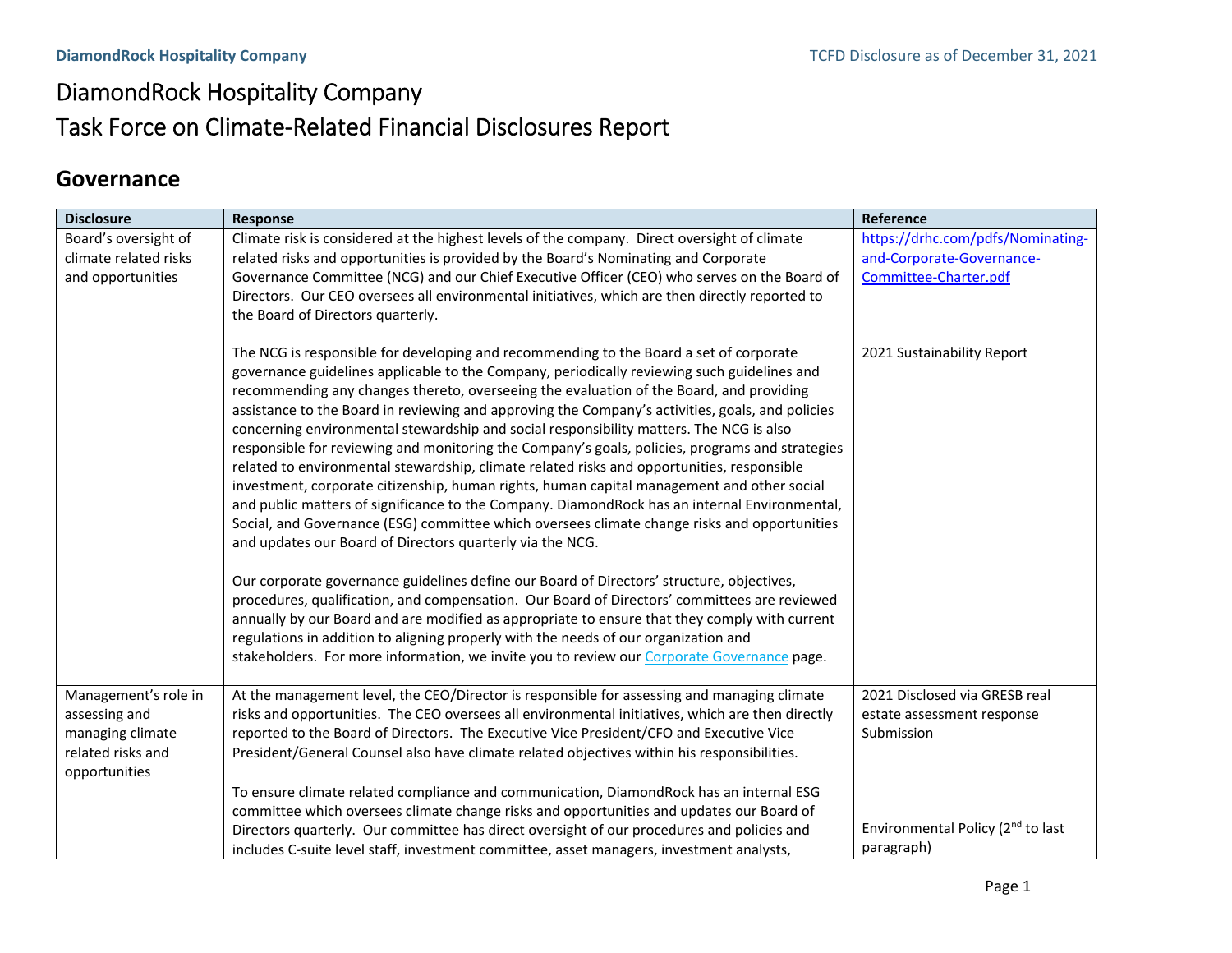# DiamondRock Hospitality Company

# Task Force on Climate-Related Financial Disclosures Report

## Governance

| Disclosure | Response | Reference |
| --- | --- | --- |
| Board's oversight of climate related risks and opportunities | Climate risk is considered at the highest levels of the company. Direct oversight of climate related risks and opportunities is provided by the Board's Nominating and Corporate Governance Committee (NCG) and our Chief Executive Officer (CEO) who serves on the Board of Directors. Our CEO oversees all environmental initiatives, which are then directly reported to the Board of Directors quarterly.<br><br>The NCG is responsible for developing and recommending to the Board a set of corporate governance guidelines applicable to the Company, periodically reviewing such guidelines and recommending any changes thereto, overseeing the evaluation of the Board, and providing assistance to the Board in reviewing and approving the Company's activities, goals, and policies concerning environmental stewardship and social responsibility matters. The NCG is also responsible for reviewing and monitoring the Company's goals, policies, programs and strategies related to environmental stewardship, climate related risks and opportunities, responsible investment, corporate citizenship, human rights, human capital management and other social and public matters of significance to the Company. DiamondRock has an internal Environmental, Social, and Governance (ESG) committee which oversees climate change risks and opportunities and updates our Board of Directors quarterly via the NCG.<br><br>Our corporate governance guidelines define our Board of Directors' structure, objectives, procedures, qualification, and compensation. Our Board of Directors' committees are reviewed annually by our Board and are modified as appropriate to ensure that they comply with current regulations in addition to aligning properly with the needs of our organization and stakeholders. For more information, we invite you to review our Corporate Governance page. | https://drhc.com/pdfs/Nominating-and-Corporate-Governance-Committee-Charter.pdf<br><br>2021 Sustainability Report |
| Management's role in assessing and managing climate related risks and opportunities | At the management level, the CEO/Director is responsible for assessing and managing climate risks and opportunities. The CEO oversees all environmental initiatives, which are then directly reported to the Board of Directors. The Executive Vice President/CFO and Executive Vice President/General Counsel also have climate related objectives within his responsibilities.<br><br>To ensure climate related compliance and communication, DiamondRock has an internal ESG committee which oversees climate change risks and opportunities and updates our Board of Directors quarterly. Our committee has direct oversight of our procedures and policies and includes C-suite level staff, investment committee, asset managers, investment analysts, | 2021 Disclosed via GRESB real estate assessment response Submission<br><br>Environmental Policy (2nd to last paragraph) |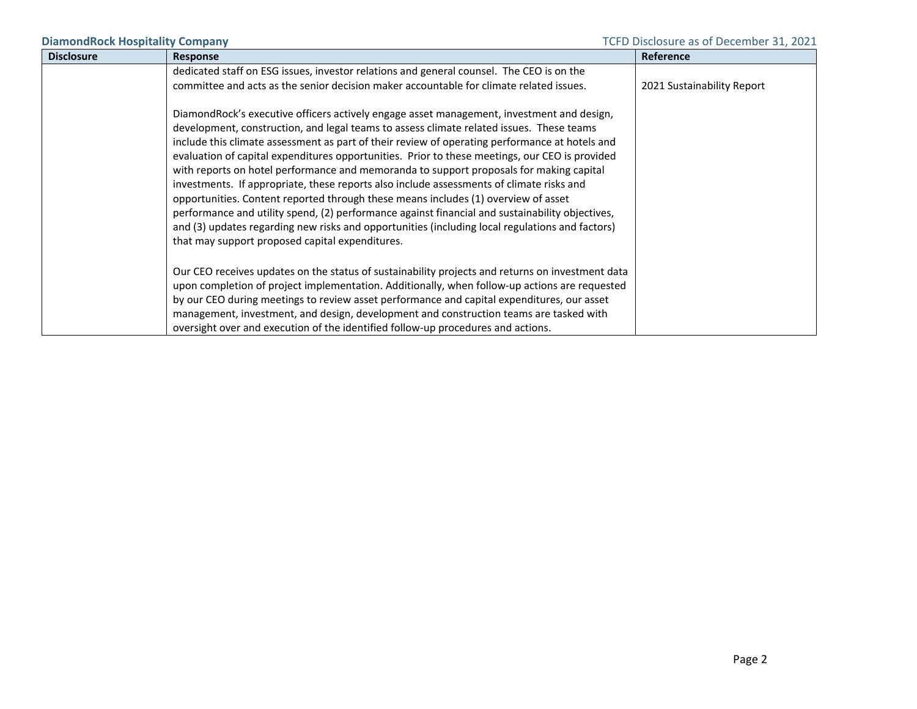| Disclosure | Response | Reference |
| --- | --- | --- |
| | dedicated staff on ESG issues, investor relations and general counsel. The CEO is on the committee and acts as the senior decision maker accountable for climate related issues.<br><br>DiamondRock's executive officers actively engage asset management, investment and design, development, construction, and legal teams to assess climate related issues. These teams include this climate assessment as part of their review of operating performance at hotels and evaluation of capital expenditures opportunities. Prior to these meetings, our CEO is provided with reports on hotel performance and memoranda to support proposals for making capital investments. If appropriate, these reports also include assessments of climate risks and opportunities. Content reported through these means includes (1) overview of asset performance and utility spend, (2) performance against financial and sustainability objectives, and (3) updates regarding new risks and opportunities (including local regulations and factors) that may support proposed capital expenditures.<br><br>Our CEO receives updates on the status of sustainability projects and returns on investment data upon completion of project implementation. Additionally, when follow-up actions are requested by our CEO during meetings to review asset performance and capital expenditures, our asset management, investment, and design, development and construction teams are tasked with oversight over and execution of the identified follow-up procedures and actions. | 2021 Sustainability Report |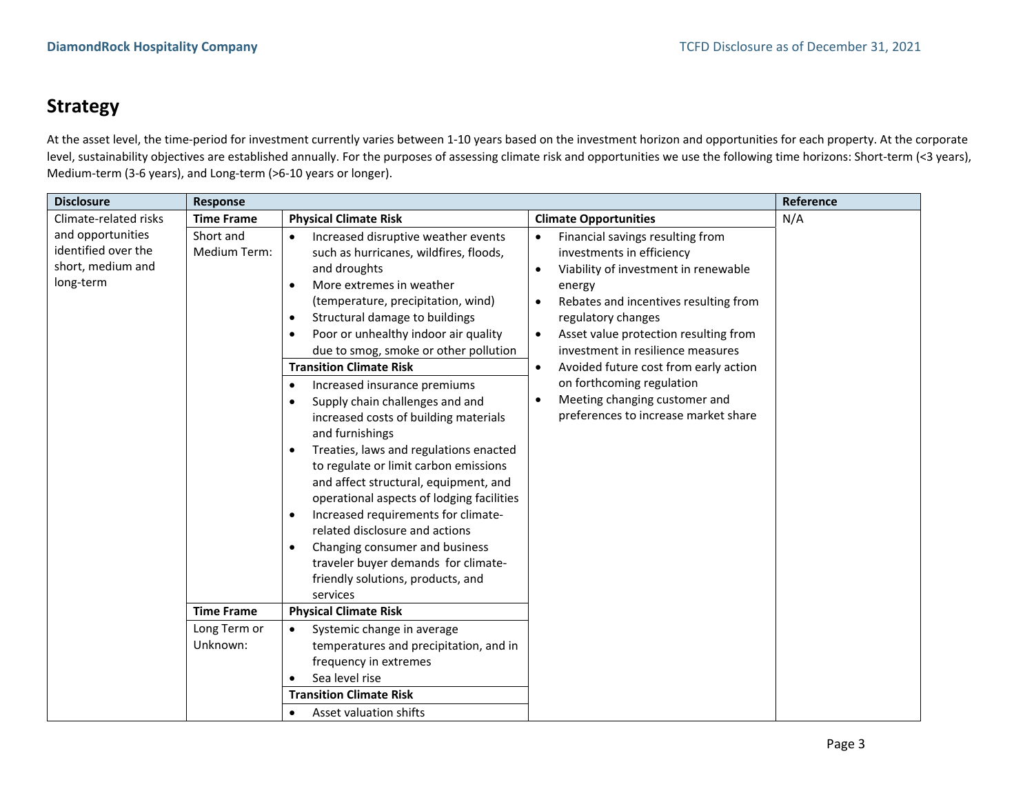## Strategy

At the asset level, the time-period for investment currently varies between 1-10 years based on the investment horizon and opportunities for each property. At the corporate level, sustainability objectives are established annually. For the purposes of assessing climate risk and opportunities we use the following time horizons: Short-term (<3 years), Medium-term (3-6 years), and Long-term (>6-10 years or longer).

| Disclosure | Response | | | Reference |
|---|---|---|---|---|
| Climate-related risks and opportunities identified over the short, medium and long-term | **Time Frame** | **Physical Climate Risk** | **Climate Opportunities** | N/A |
| | Short and Medium Term: | • Increased disruptive weather events such as hurricanes, wildfires, floods, and droughts<br>• More extremes in weather (temperature, precipitation, wind)<br>• Structural damage to buildings<br>• Poor or unhealthy indoor air quality due to smog, smoke or other pollution | • Financial savings resulting from investments in efficiency<br>• Viability of investment in renewable energy<br>• Rebates and incentives resulting from regulatory changes<br>• Asset value protection resulting from investment in resilience measures<br>• Avoided future cost from early action on forthcoming regulation<br>• Meeting changing customer and preferences to increase market share | |
| | | **Transition Climate Risk** | | |
| | | • Increased insurance premiums<br>• Supply chain challenges and and increased costs of building materials and furnishings<br>• Treaties, laws and regulations enacted to regulate or limit carbon emissions and affect structural, equipment, and operational aspects of lodging facilities<br>• Increased requirements for climate-related disclosure and actions<br>• Changing consumer and business traveler buyer demands for climate-friendly solutions, products, and services | | |
| | **Time Frame** | **Physical Climate Risk** | | |
| | Long Term or Unknown: | • Systemic change in average temperatures and precipitation, and in frequency in extremes<br>• Sea level rise | | |
| | | **Transition Climate Risk** | | |
| | | • Asset valuation shifts | | |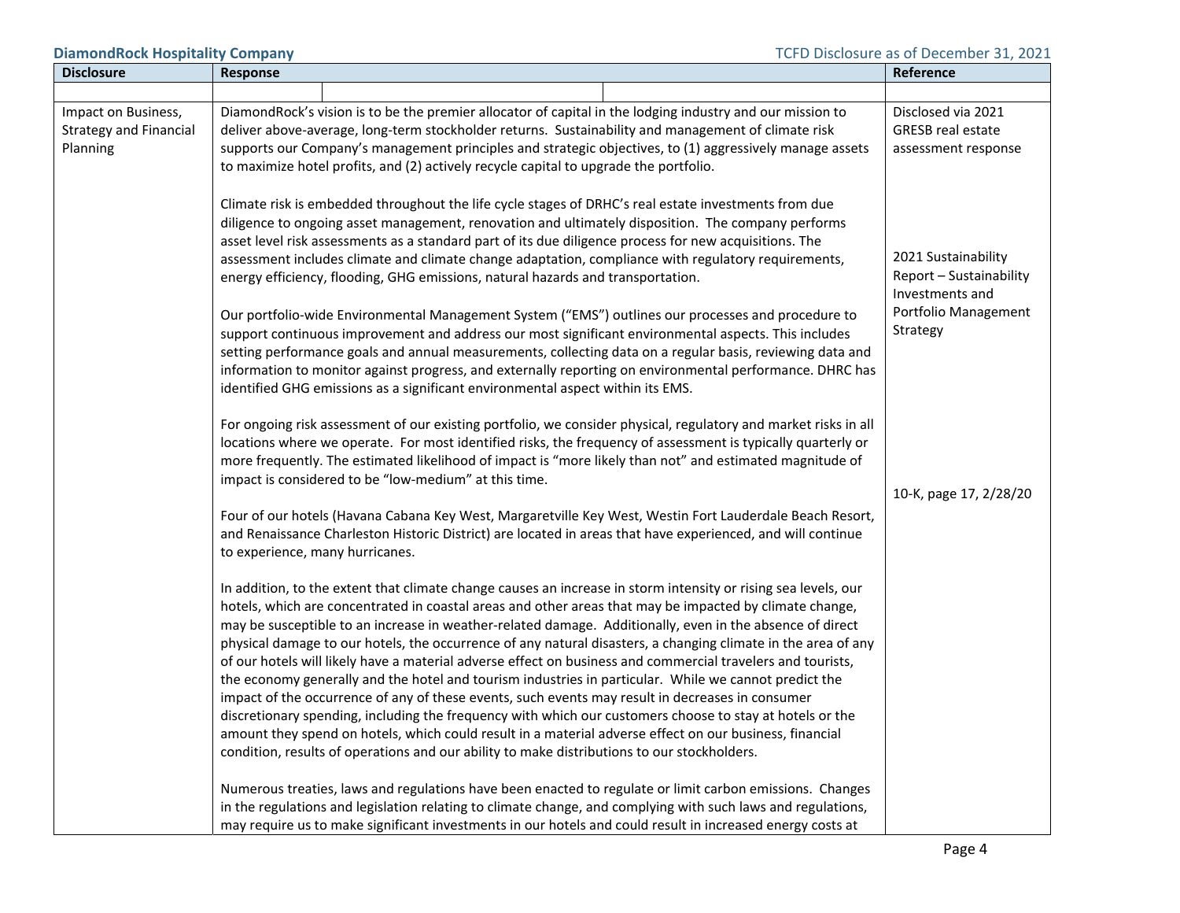| Disclosure | Response | Reference |
|---|---|---|
| | | |
| Impact on Business, Strategy and Financial Planning | DiamondRock's vision is to be the premier allocator of capital in the lodging industry and our mission to deliver above-average, long-term stockholder returns. Sustainability and management of climate risk supports our Company's management principles and strategic objectives, to (1) aggressively manage assets to maximize hotel profits, and (2) actively recycle capital to upgrade the portfolio.<br><br>Climate risk is embedded throughout the life cycle stages of DRHC's real estate investments from due diligence to ongoing asset management, renovation and ultimately disposition. The company performs asset level risk assessments as a standard part of its due diligence process for new acquisitions. The assessment includes climate and climate change adaptation, compliance with regulatory requirements, energy efficiency, flooding, GHG emissions, natural hazards and transportation.<br><br>Our portfolio-wide Environmental Management System ("EMS") outlines our processes and procedure to support continuous improvement and address our most significant environmental aspects. This includes setting performance goals and annual measurements, collecting data on a regular basis, reviewing data and information to monitor against progress, and externally reporting on environmental performance. DHRC has identified GHG emissions as a significant environmental aspect within its EMS.<br><br>For ongoing risk assessment of our existing portfolio, we consider physical, regulatory and market risks in all locations where we operate. For most identified risks, the frequency of assessment is typically quarterly or more frequently. The estimated likelihood of impact is "more likely than not" and estimated magnitude of impact is considered to be "low-medium" at this time.<br><br>Four of our hotels (Havana Cabana Key West, Margaretville Key West, Westin Fort Lauderdale Beach Resort, and Renaissance Charleston Historic District) are located in areas that have experienced, and will continue to experience, many hurricanes.<br><br>In addition, to the extent that climate change causes an increase in storm intensity or rising sea levels, our hotels, which are concentrated in coastal areas and other areas that may be impacted by climate change, may be susceptible to an increase in weather-related damage. Additionally, even in the absence of direct physical damage to our hotels, the occurrence of any natural disasters, a changing climate in the area of any of our hotels will likely have a material adverse effect on business and commercial travelers and tourists, the economy generally and the hotel and tourism industries in particular. While we cannot predict the impact of the occurrence of any of these events, such events may result in decreases in consumer discretionary spending, including the frequency with which our customers choose to stay at hotels or the amount they spend on hotels, which could result in a material adverse effect on our business, financial condition, results of operations and our ability to make distributions to our stockholders.<br><br>Numerous treaties, laws and regulations have been enacted to regulate or limit carbon emissions. Changes in the regulations and legislation relating to climate change, and complying with such laws and regulations, may require us to make significant investments in our hotels and could result in increased energy costs at | Disclosed via 2021 GRESB real estate assessment response<br><br>2021 Sustainability Report – Sustainability Investments and Portfolio Management Strategy<br><br>10-K, page 17, 2/28/20 |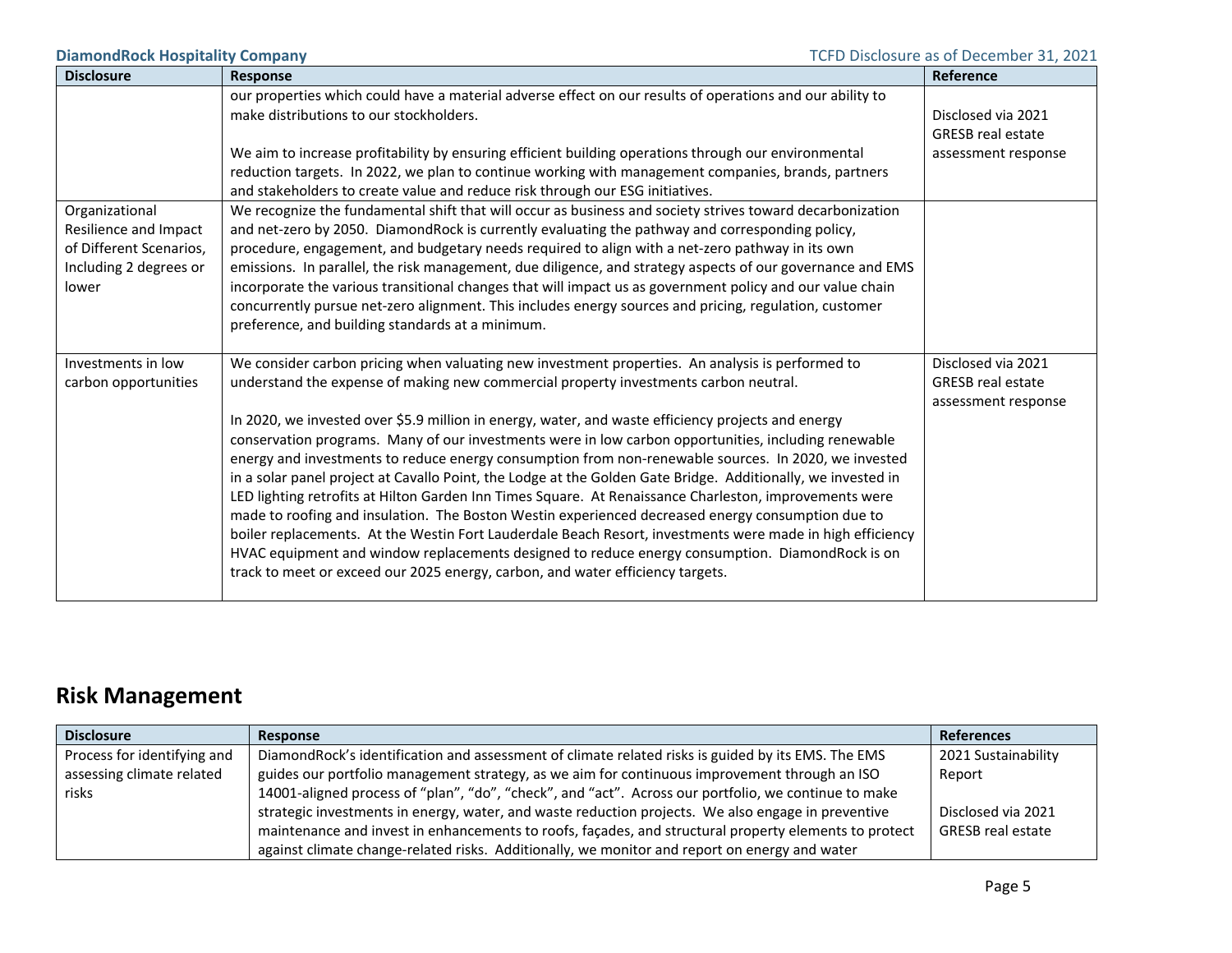| Disclosure | Response | Reference |
|---|---|---|
| | our properties which could have a material adverse effect on our results of operations and our ability to make distributions to our stockholders.<br><br>We aim to increase profitability by ensuring efficient building operations through our environmental reduction targets. In 2022, we plan to continue working with management companies, brands, partners and stakeholders to create value and reduce risk through our ESG initiatives. | Disclosed via 2021 GRESB real estate assessment response |
| Organizational Resilience and Impact of Different Scenarios, Including 2 degrees or lower | We recognize the fundamental shift that will occur as business and society strives toward decarbonization and net-zero by 2050. DiamondRock is currently evaluating the pathway and corresponding policy, procedure, engagement, and budgetary needs required to align with a net-zero pathway in its own emissions. In parallel, the risk management, due diligence, and strategy aspects of our governance and EMS incorporate the various transitional changes that will impact us as government policy and our value chain concurrently pursue net-zero alignment. This includes energy sources and pricing, regulation, customer preference, and building standards at a minimum. | |
| Investments in low carbon opportunities | We consider carbon pricing when valuating new investment properties. An analysis is performed to understand the expense of making new commercial property investments carbon neutral.<br><br>In 2020, we invested over $5.9 million in energy, water, and waste efficiency projects and energy conservation programs. Many of our investments were in low carbon opportunities, including renewable energy and investments to reduce energy consumption from non-renewable sources. In 2020, we invested in a solar panel project at Cavallo Point, the Lodge at the Golden Gate Bridge. Additionally, we invested in LED lighting retrofits at Hilton Garden Inn Times Square. At Renaissance Charleston, improvements were made to roofing and insulation. The Boston Westin experienced decreased energy consumption due to boiler replacements. At the Westin Fort Lauderdale Beach Resort, investments were made in high efficiency HVAC equipment and window replacements designed to reduce energy consumption. DiamondRock is on track to meet or exceed our 2025 energy, carbon, and water efficiency targets. | Disclosed via 2021 GRESB real estate assessment response |

## Risk Management

| Disclosure | Response | References |
|---|---|---|
| Process for identifying and assessing climate related risks | DiamondRock's identification and assessment of climate related risks is guided by its EMS. The EMS guides our portfolio management strategy, as we aim for continuous improvement through an ISO 14001-aligned process of "plan", "do", "check", and "act". Across our portfolio, we continue to make strategic investments in energy, water, and waste reduction projects. We also engage in preventive maintenance and invest in enhancements to roofs, façades, and structural property elements to protect against climate change-related risks. Additionally, we monitor and report on energy and water | 2021 Sustainability Report<br><br>Disclosed via 2021 GRESB real estate |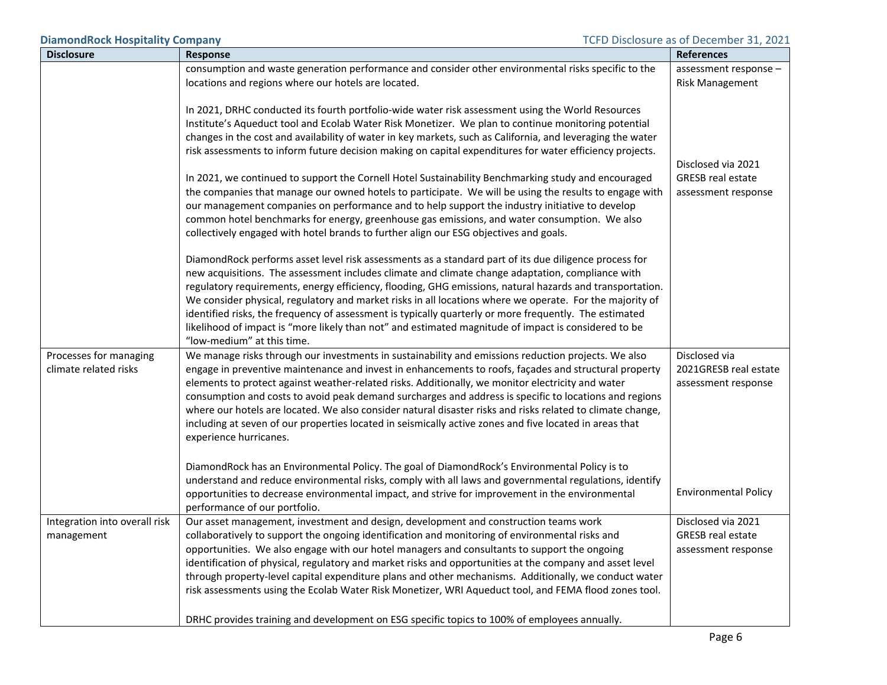| Disclosure | Response | References |
|---|---|---|
| | consumption and waste generation performance and consider other environmental risks specific to the locations and regions where our hotels are located.<br><br>In 2021, DRHC conducted its fourth portfolio-wide water risk assessment using the World Resources Institute's Aqueduct tool and Ecolab Water Risk Monetizer. We plan to continue monitoring potential changes in the cost and availability of water in key markets, such as California, and leveraging the water risk assessments to inform future decision making on capital expenditures for water efficiency projects.<br><br>In 2021, we continued to support the Cornell Hotel Sustainability Benchmarking study and encouraged the companies that manage our owned hotels to participate. We will be using the results to engage with our management companies on performance and to help support the industry initiative to develop common hotel benchmarks for energy, greenhouse gas emissions, and water consumption. We also collectively engaged with hotel brands to further align our ESG objectives and goals.<br><br>DiamondRock performs asset level risk assessments as a standard part of its due diligence process for new acquisitions. The assessment includes climate and climate change adaptation, compliance with regulatory requirements, energy efficiency, flooding, GHG emissions, natural hazards and transportation. We consider physical, regulatory and market risks in all locations where we operate. For the majority of identified risks, the frequency of assessment is typically quarterly or more frequently. The estimated likelihood of impact is "more likely than not" and estimated magnitude of impact is considered to be "low-medium" at this time. | assessment response – Risk Management<br><br>Disclosed via 2021 GRESB real estate assessment response |
| Processes for managing climate related risks | We manage risks through our investments in sustainability and emissions reduction projects. We also engage in preventive maintenance and invest in enhancements to roofs, façades and structural property elements to protect against weather-related risks. Additionally, we monitor electricity and water consumption and costs to avoid peak demand surcharges and address is specific to locations and regions where our hotels are located. We also consider natural disaster risks and risks related to climate change, including at seven of our properties located in seismically active zones and five located in areas that experience hurricanes.<br><br>DiamondRock has an Environmental Policy. The goal of DiamondRock's Environmental Policy is to understand and reduce environmental risks, comply with all laws and governmental regulations, identify opportunities to decrease environmental impact, and strive for improvement in the environmental performance of our portfolio. | Disclosed via 2021GRESB real estate assessment response<br><br>Environmental Policy |
| Integration into overall risk management | Our asset management, investment and design, development and construction teams work collaboratively to support the ongoing identification and monitoring of environmental risks and opportunities. We also engage with our hotel managers and consultants to support the ongoing identification of physical, regulatory and market risks and opportunities at the company and asset level through property-level capital expenditure plans and other mechanisms. Additionally, we conduct water risk assessments using the Ecolab Water Risk Monetizer, WRI Aqueduct tool, and FEMA flood zones tool.<br><br>DRHC provides training and development on ESG specific topics to 100% of employees annually. | Disclosed via 2021 GRESB real estate assessment response |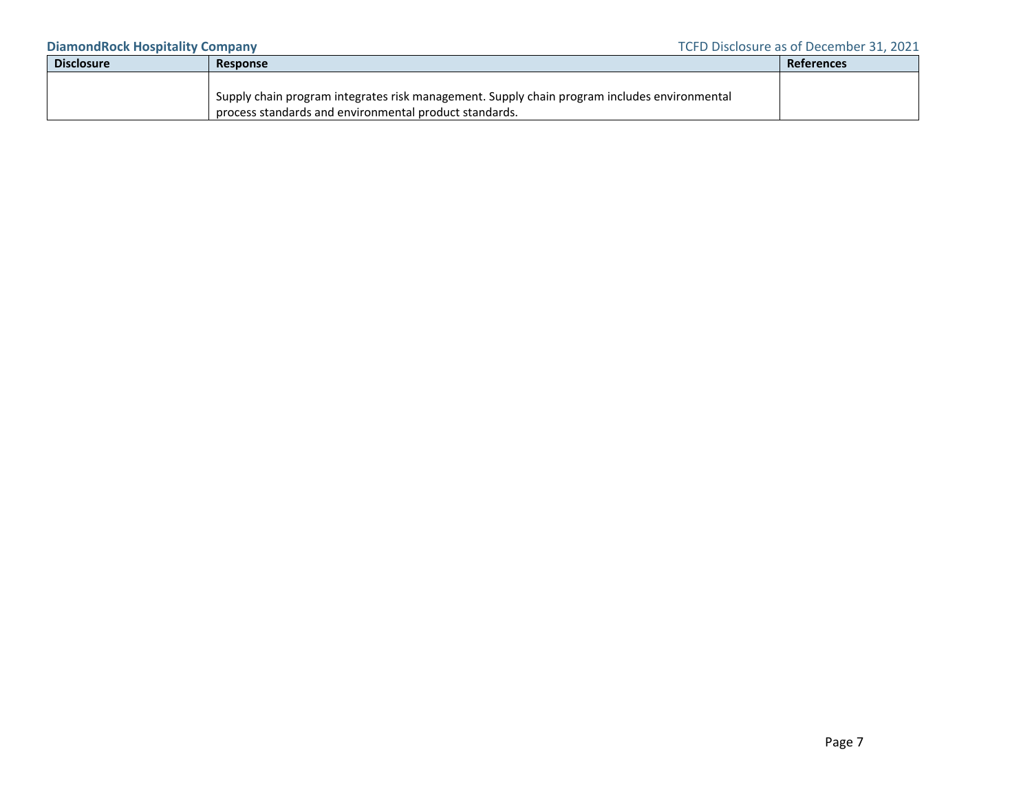| Disclosure | Response | References |
| --- | --- | --- |
| | Supply chain program integrates risk management. Supply chain program includes environmental process standards and environmental product standards. | |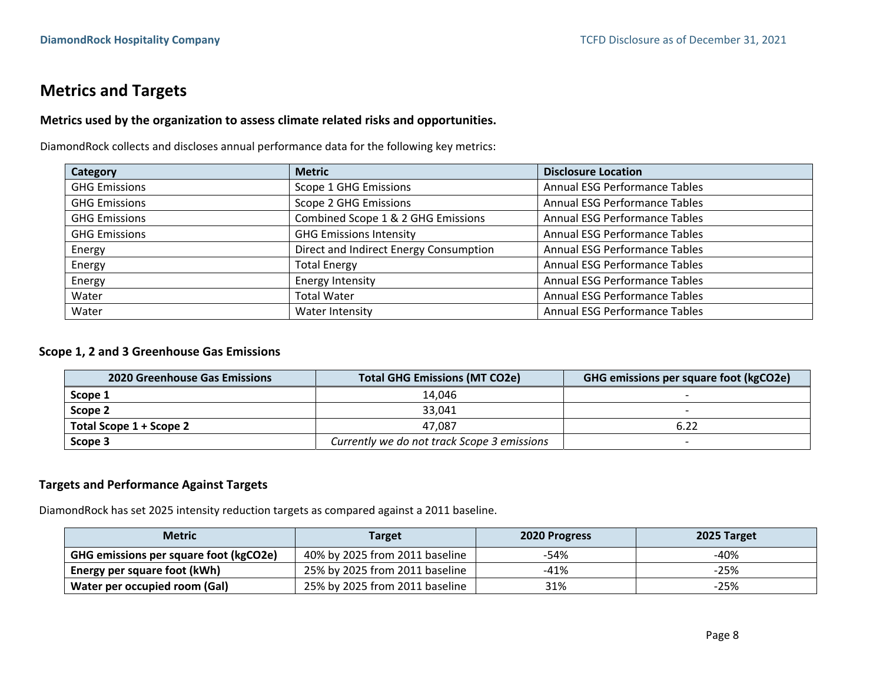## Metrics and Targets

### Metrics used by the organization to assess climate related risks and opportunities.

DiamondRock collects and discloses annual performance data for the following key metrics:

| Category | Metric | Disclosure Location |
|---|---|---|
| GHG Emissions | Scope 1 GHG Emissions | Annual ESG Performance Tables |
| GHG Emissions | Scope 2 GHG Emissions | Annual ESG Performance Tables |
| GHG Emissions | Combined Scope 1 & 2 GHG Emissions | Annual ESG Performance Tables |
| GHG Emissions | GHG Emissions Intensity | Annual ESG Performance Tables |
| Energy | Direct and Indirect Energy Consumption | Annual ESG Performance Tables |
| Energy | Total Energy | Annual ESG Performance Tables |
| Energy | Energy Intensity | Annual ESG Performance Tables |
| Water | Total Water | Annual ESG Performance Tables |
| Water | Water Intensity | Annual ESG Performance Tables |

### Scope 1, 2 and 3 Greenhouse Gas Emissions

| 2020 Greenhouse Gas Emissions | Total GHG Emissions (MT CO2e) | GHG emissions per square foot (kgCO2e) |
|---|---|---|
| **Scope 1** | 14,046 | - |
| **Scope 2** | 33,041 | - |
| **Total Scope 1 + Scope 2** | 47,087 | 6.22 |
| **Scope 3** | *Currently we do not track Scope 3 emissions* | - |

### Targets and Performance Against Targets

DiamondRock has set 2025 intensity reduction targets as compared against a 2011 baseline.

| Metric | Target | 2020 Progress | 2025 Target |
|---|---|---|---|
| **GHG emissions per square foot (kgCO2e)** | 40% by 2025 from 2011 baseline | -54% | -40% |
| **Energy per square foot (kWh)** | 25% by 2025 from 2011 baseline | -41% | -25% |
| **Water per occupied room (Gal)** | 25% by 2025 from 2011 baseline | 31% | -25% |